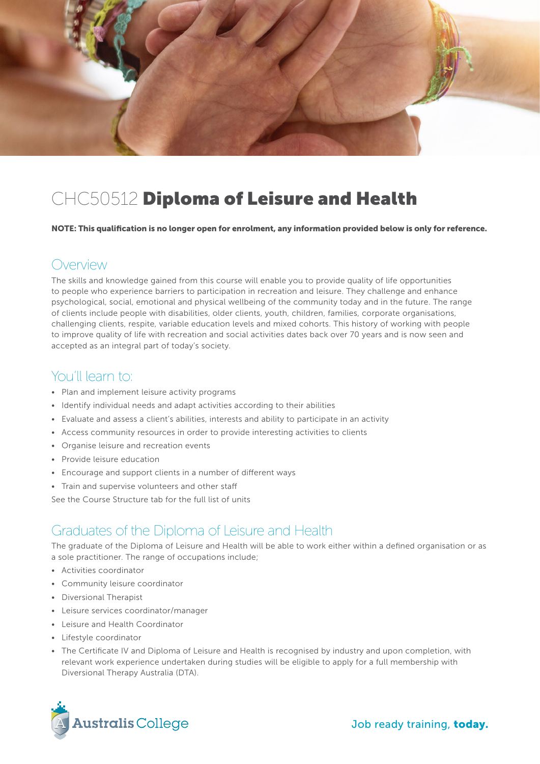# CHC50512 **Diploma of Leisure and Health**

**NOTE: This qualification is no longer open for enrolment, any information provided below is only for reference.**

## Overview

The skills and knowledge gained from this course will enable you to provide quality of life opportunities to people who experience barriers to participation in recreation and leisure. They challenge and enhance psychological, social, emotional and physical wellbeing of the community today and in the future. The range of clients include people with disabilities, older clients, youth, children, families, corporate organisations, challenging clients, respite, variable education levels and mixed cohorts. This history of working with people to improve quality of life with recreation and social activities dates back over 70 years and is now seen and accepted as an integral part of today's society.

## You'll learn to:

- Plan and implement leisure activity programs
- Identify individual needs and adapt activities according to their abilities
- Evaluate and assess a client's abilities, interests and ability to participate in an activity
- Access community resources in order to provide interesting activities to clients
- Organise leisure and recreation events
- Provide leisure education
- Encourage and support clients in a number of different ways
- Train and supervise volunteers and other staff

See the Course Structure tab for the full list of units

## Graduates of the Diploma of Leisure and Health

The graduate of the Diploma of Leisure and Health will be able to work either within a defined organisation or as a sole practitioner. The range of occupations include;

- Activities coordinator
- Community leisure coordinator
- Diversional Therapist
- Leisure services coordinator/manager
- Leisure and Health Coordinator
- Lifestyle coordinator
- The Certificate IV and Diploma of Leisure and Health is recognised by industry and upon completion, with relevant work experience undertaken during studies will be eligible to apply for a full membership with Diversional Therapy Australia (DTA).

Australis College

Job ready training, **today.**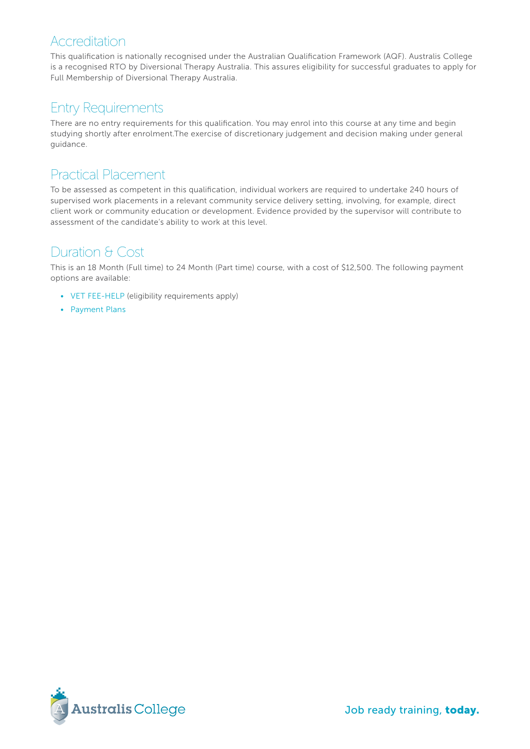## Accreditation

This qualification is nationally recognised under the Australian Qualification Framework (AQF). Australis College is a recognised RTO by Diversional Therapy Australia. This assures eligibility for successful graduates to apply for Full Membership of Diversional Therapy Australia.

## Entry Requirements

There are no entry requirements for this qualification. You may enrol into this course at any time and begin studying shortly after enrolment.The exercise of discretionary judgement and decision making under general guidance.

## Practical Placement

To be assessed as competent in this qualification, individual workers are required to undertake 240 hours of supervised work placements in a relevant community service delivery setting, involving, for example, direct client work or community education or development. Evidence provided by the supervisor will contribute to assessment of the candidate's ability to work at this level.

## Duration & Cost

This is an 18 Month (Full time) to 24 Month (Part time) course, with a cost of $12,500. The following payment options are available:

- VET FEE-HELP (eligibility requirements apply)
- Payment Plans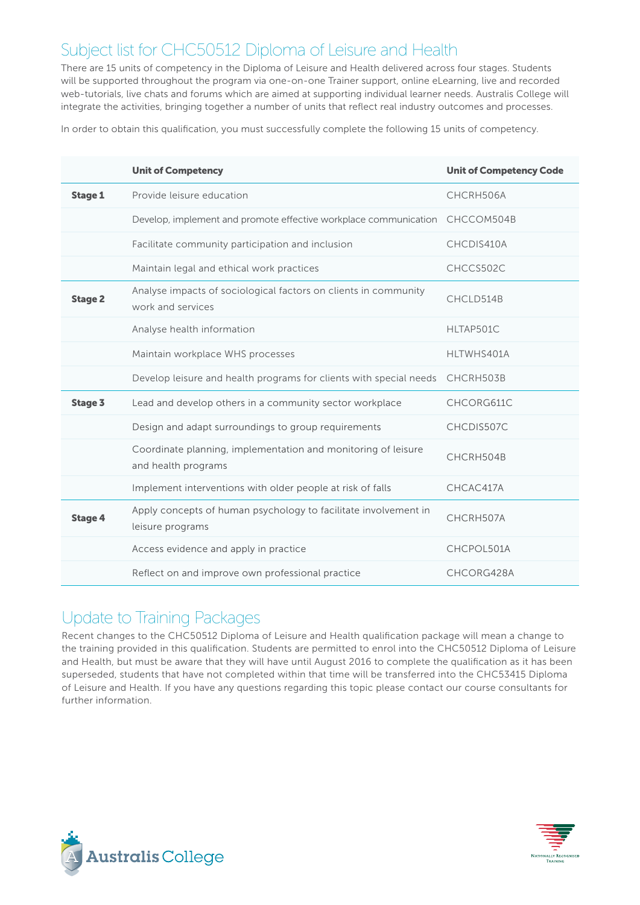## Subject list for CHC50512 Diploma of Leisure and Health

There are 15 units of competency in the Diploma of Leisure and Health delivered across four stages. Students will be supported throughout the program via one-on-one Trainer support, online eLearning, live and recorded web-tutorials, live chats and forums which are aimed at supporting individual learner needs. Australis College will integrate the activities, bringing together a number of units that reflect real industry outcomes and processes.

In order to obtain this qualification, you must successfully complete the following 15 units of competency.

| | Unit of Competency | Unit of Competency Code |
|---|---|---|
| **Stage 1** | Provide leisure education | CHCRH506A |
| | Develop, implement and promote effective workplace communication | CHCCOM504B |
| | Facilitate community participation and inclusion | CHCDIS410A |
| | Maintain legal and ethical work practices | CHCCS502C |
| **Stage 2** | Analyse impacts of sociological factors on clients in community work and services | CHCLD514B |
| | Analyse health information | HLTAP501C |
| | Maintain workplace WHS processes | HLTWHS401A |
| | Develop leisure and health programs for clients with special needs | CHCRH503B |
| **Stage 3** | Lead and develop others in a community sector workplace | CHCORG611C |
| | Design and adapt surroundings to group requirements | CHCDIS507C |
| | Coordinate planning, implementation and monitoring of leisure and health programs | CHCRH504B |
| | Implement interventions with older people at risk of falls | CHCAC417A |
| **Stage 4** | Apply concepts of human psychology to facilitate involvement in leisure programs | CHCRH507A |
| | Access evidence and apply in practice | CHCPOL501A |
| | Reflect on and improve own professional practice | CHCORG428A |

## Update to Training Packages

Recent changes to the CHC50512 Diploma of Leisure and Health qualification package will mean a change to the training provided in this qualification. Students are permitted to enrol into the CHC50512 Diploma of Leisure and Health, but must be aware that they will have until August 2016 to complete the qualification as it has been superseded, students that have not completed within that time will be transferred into the CHC53415 Diploma of Leisure and Health. If you have any questions regarding this topic please contact our course consultants for further information.

Australis College

Nationally Recognised Training